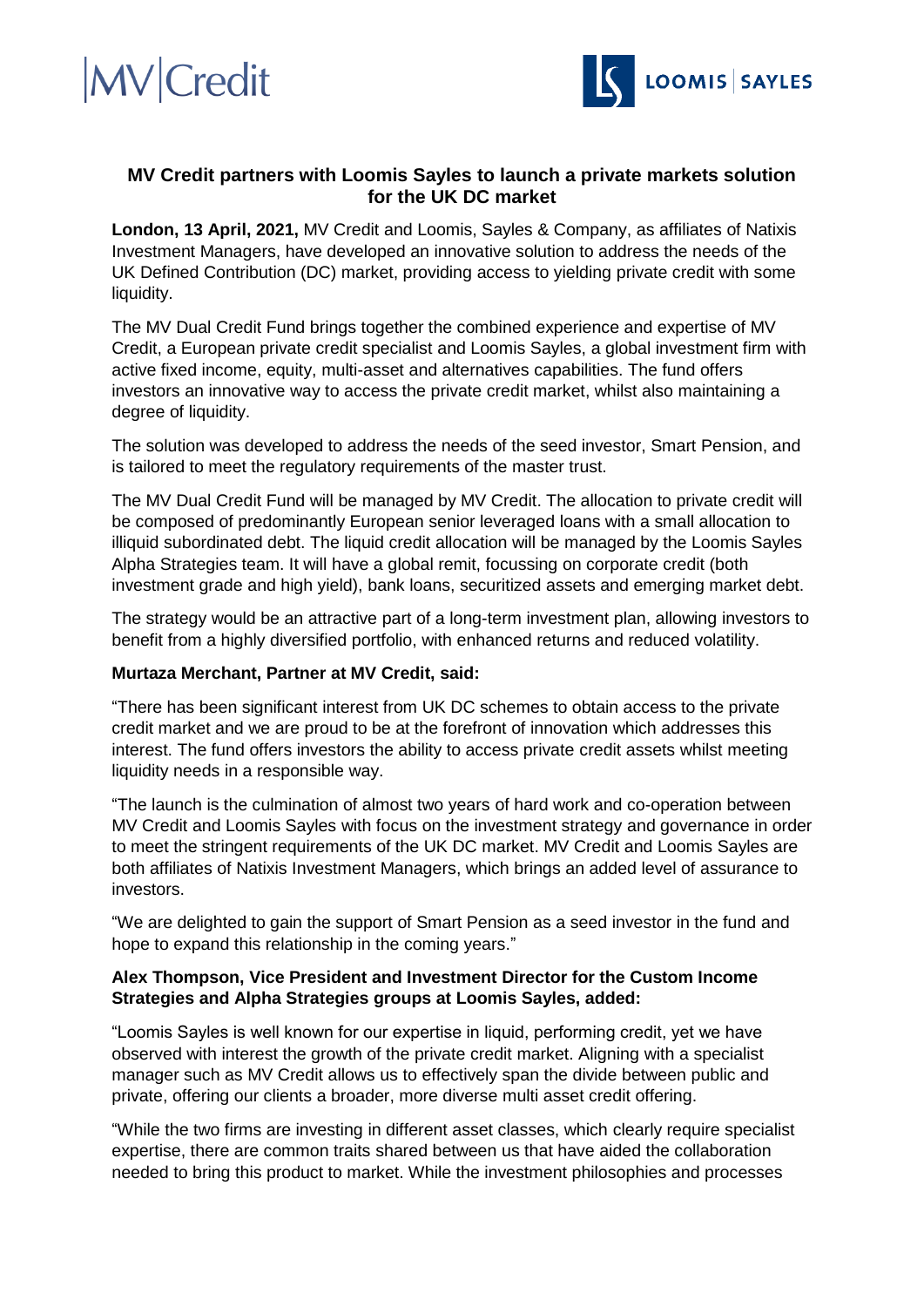MV|Credit

LOOMIS | SAYLES

## MV Credit partners with Loomis Sayles to launch a private markets solution for the UK DC market

**London, 13 April, 2021,** MV Credit and Loomis, Sayles & Company, as affiliates of Natixis Investment Managers, have developed an innovative solution to address the needs of the UK Defined Contribution (DC) market, providing access to yielding private credit with some liquidity.

The MV Dual Credit Fund brings together the combined experience and expertise of MV Credit, a European private credit specialist and Loomis Sayles, a global investment firm with active fixed income, equity, multi-asset and alternatives capabilities. The fund offers investors an innovative way to access the private credit market, whilst also maintaining a degree of liquidity.

The solution was developed to address the needs of the seed investor, Smart Pension, and is tailored to meet the regulatory requirements of the master trust.

The MV Dual Credit Fund will be managed by MV Credit. The allocation to private credit will be composed of predominantly European senior leveraged loans with a small allocation to illiquid subordinated debt. The liquid credit allocation will be managed by the Loomis Sayles Alpha Strategies team. It will have a global remit, focussing on corporate credit (both investment grade and high yield), bank loans, securitized assets and emerging market debt.

The strategy would be an attractive part of a long-term investment plan, allowing investors to benefit from a highly diversified portfolio, with enhanced returns and reduced volatility.

**Murtaza Merchant, Partner at MV Credit, said:**

"There has been significant interest from UK DC schemes to obtain access to the private credit market and we are proud to be at the forefront of innovation which addresses this interest. The fund offers investors the ability to access private credit assets whilst meeting liquidity needs in a responsible way.

"The launch is the culmination of almost two years of hard work and co-operation between MV Credit and Loomis Sayles with focus on the investment strategy and governance in order to meet the stringent requirements of the UK DC market. MV Credit and Loomis Sayles are both affiliates of Natixis Investment Managers, which brings an added level of assurance to investors.

"We are delighted to gain the support of Smart Pension as a seed investor in the fund and hope to expand this relationship in the coming years."

**Alex Thompson, Vice President and Investment Director for the Custom Income Strategies and Alpha Strategies groups at Loomis Sayles, added:**

"Loomis Sayles is well known for our expertise in liquid, performing credit, yet we have observed with interest the growth of the private credit market. Aligning with a specialist manager such as MV Credit allows us to effectively span the divide between public and private, offering our clients a broader, more diverse multi asset credit offering.

"While the two firms are investing in different asset classes, which clearly require specialist expertise, there are common traits shared between us that have aided the collaboration needed to bring this product to market. While the investment philosophies and processes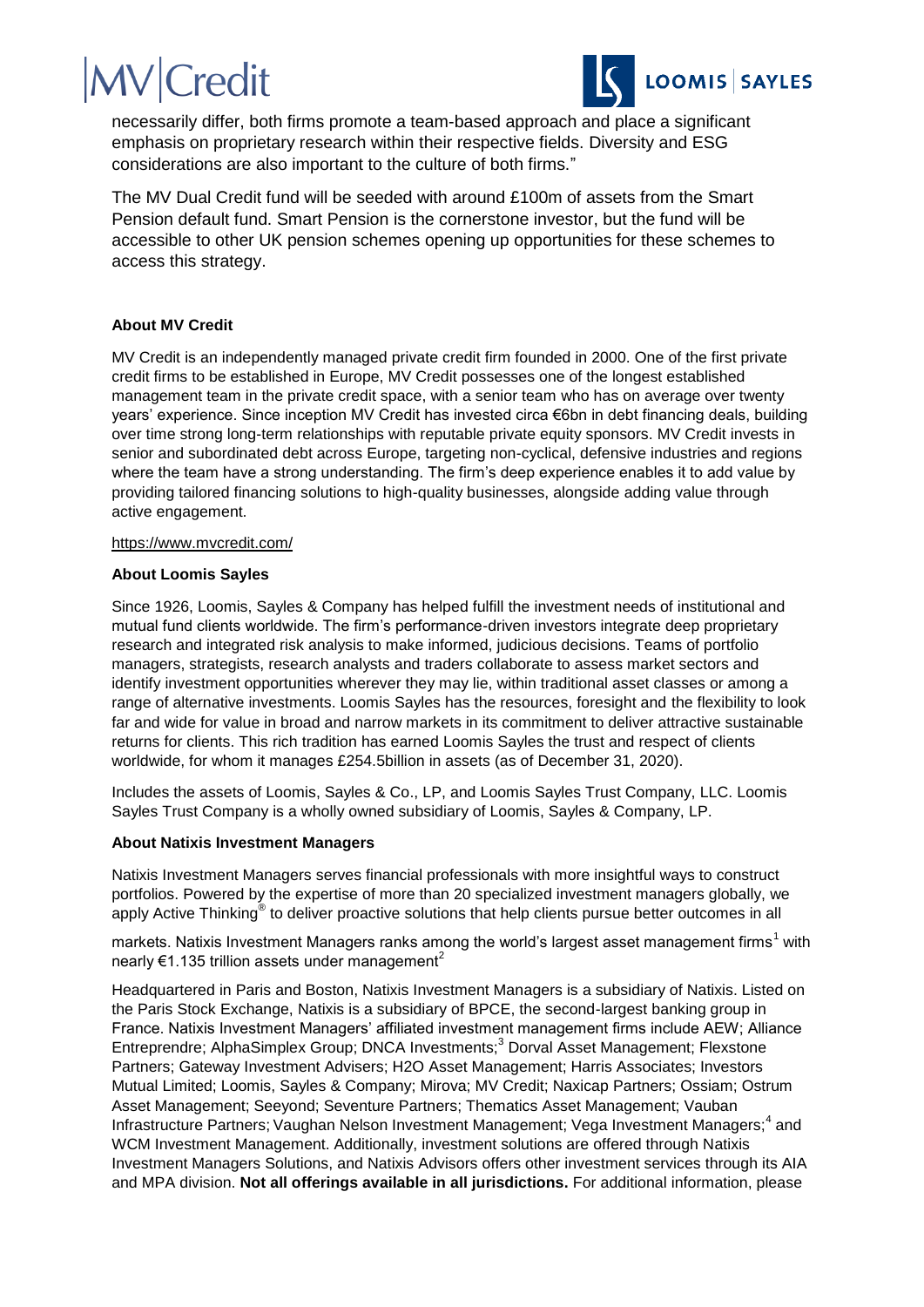necessarily differ, both firms promote a team-based approach and place a significant emphasis on proprietary research within their respective fields. Diversity and ESG considerations are also important to the culture of both firms."

The MV Dual Credit fund will be seeded with around £100m of assets from the Smart Pension default fund. Smart Pension is the cornerstone investor, but the fund will be accessible to other UK pension schemes opening up opportunities for these schemes to access this strategy.

**About MV Credit**

MV Credit is an independently managed private credit firm founded in 2000. One of the first private credit firms to be established in Europe, MV Credit possesses one of the longest established management team in the private credit space, with a senior team who has on average over twenty years' experience. Since inception MV Credit has invested circa €6bn in debt financing deals, building over time strong long-term relationships with reputable private equity sponsors. MV Credit invests in senior and subordinated debt across Europe, targeting non-cyclical, defensive industries and regions where the team have a strong understanding. The firm's deep experience enables it to add value by providing tailored financing solutions to high-quality businesses, alongside adding value through active engagement.

https://www.mvcredit.com/

**About Loomis Sayles**

Since 1926, Loomis, Sayles & Company has helped fulfill the investment needs of institutional and mutual fund clients worldwide. The firm's performance-driven investors integrate deep proprietary research and integrated risk analysis to make informed, judicious decisions. Teams of portfolio managers, strategists, research analysts and traders collaborate to assess market sectors and identify investment opportunities wherever they may lie, within traditional asset classes or among a range of alternative investments. Loomis Sayles has the resources, foresight and the flexibility to look far and wide for value in broad and narrow markets in its commitment to deliver attractive sustainable returns for clients. This rich tradition has earned Loomis Sayles the trust and respect of clients worldwide, for whom it manages £254.5billion in assets (as of December 31, 2020).

Includes the assets of Loomis, Sayles & Co., LP, and Loomis Sayles Trust Company, LLC. Loomis Sayles Trust Company is a wholly owned subsidiary of Loomis, Sayles & Company, LP.

**About Natixis Investment Managers**

Natixis Investment Managers serves financial professionals with more insightful ways to construct portfolios. Powered by the expertise of more than 20 specialized investment managers globally, we apply Active Thinking® to deliver proactive solutions that help clients pursue better outcomes in all markets. Natixis Investment Managers ranks among the world's largest asset management firms[1] with nearly €1.135 trillion assets under management[2]

Headquartered in Paris and Boston, Natixis Investment Managers is a subsidiary of Natixis. Listed on the Paris Stock Exchange, Natixis is a subsidiary of BPCE, the second-largest banking group in France. Natixis Investment Managers' affiliated investment management firms include AEW; Alliance Entreprendre; AlphaSimplex Group; DNCA Investments;[3] Dorval Asset Management; Flexstone Partners; Gateway Investment Advisers; H2O Asset Management; Harris Associates; Investors Mutual Limited; Loomis, Sayles & Company; Mirova; MV Credit; Naxicap Partners; Ossiam; Ostrum Asset Management; Seeyond; Seventure Partners; Thematics Asset Management; Vauban Infrastructure Partners; Vaughan Nelson Investment Management; Vega Investment Managers;[4] and WCM Investment Management. Additionally, investment solutions are offered through Natixis Investment Managers Solutions, and Natixis Advisors offers other investment services through its AIA and MPA division. **Not all offerings available in all jurisdictions.** For additional information, please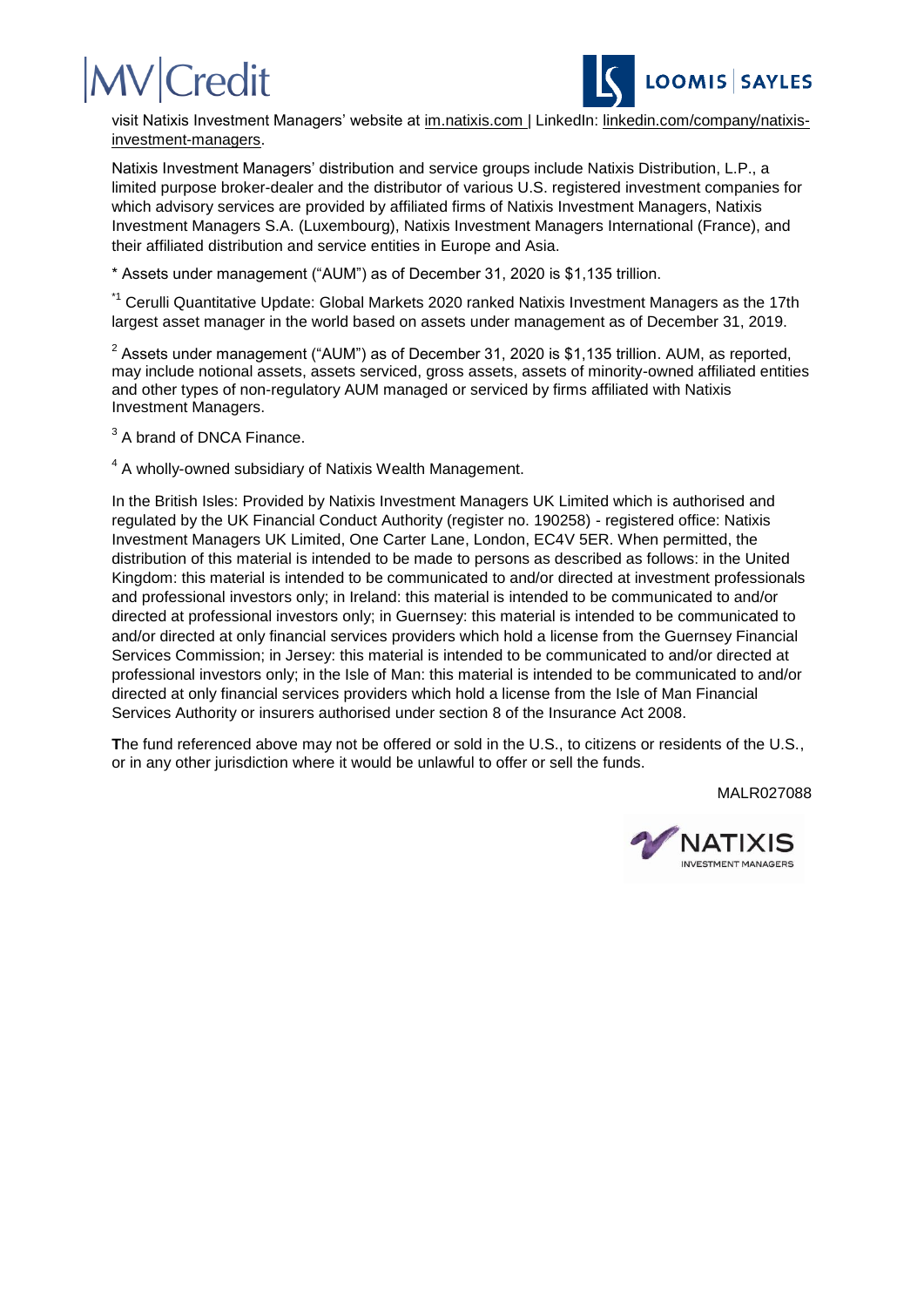visit Natixis Investment Managers' website at im.natixis.com | LinkedIn: linkedin.com/company/natixis-investment-managers.

Natixis Investment Managers' distribution and service groups include Natixis Distribution, L.P., a limited purpose broker-dealer and the distributor of various U.S. registered investment companies for which advisory services are provided by affiliated firms of Natixis Investment Managers, Natixis Investment Managers S.A. (Luxembourg), Natixis Investment Managers International (France), and their affiliated distribution and service entities in Europe and Asia.

* Assets under management ("AUM") as of December 31, 2020 is $1,135 trillion.

[*1] Cerulli Quantitative Update: Global Markets 2020 ranked Natixis Investment Managers as the 17th largest asset manager in the world based on assets under management as of December 31, 2019.

[2] Assets under management ("AUM") as of December 31, 2020 is $1,135 trillion. AUM, as reported, may include notional assets, assets serviced, gross assets, assets of minority-owned affiliated entities and other types of non-regulatory AUM managed or serviced by firms affiliated with Natixis Investment Managers.

[3] A brand of DNCA Finance.

[4] A wholly-owned subsidiary of Natixis Wealth Management.

In the British Isles: Provided by Natixis Investment Managers UK Limited which is authorised and regulated by the UK Financial Conduct Authority (register no. 190258) - registered office: Natixis Investment Managers UK Limited, One Carter Lane, London, EC4V 5ER. When permitted, the distribution of this material is intended to be made to persons as described as follows: in the United Kingdom: this material is intended to be communicated to and/or directed at investment professionals and professional investors only; in Ireland: this material is intended to be communicated to and/or directed at professional investors only; in Guernsey: this material is intended to be communicated to and/or directed at only financial services providers which hold a license from the Guernsey Financial Services Commission; in Jersey: this material is intended to be communicated to and/or directed at professional investors only; in the Isle of Man: this material is intended to be communicated to and/or directed at only financial services providers which hold a license from the Isle of Man Financial Services Authority or insurers authorised under section 8 of the Insurance Act 2008.

**T**he fund referenced above may not be offered or sold in the U.S., to citizens or residents of the U.S., or in any other jurisdiction where it would be unlawful to offer or sell the funds.

MALR027088